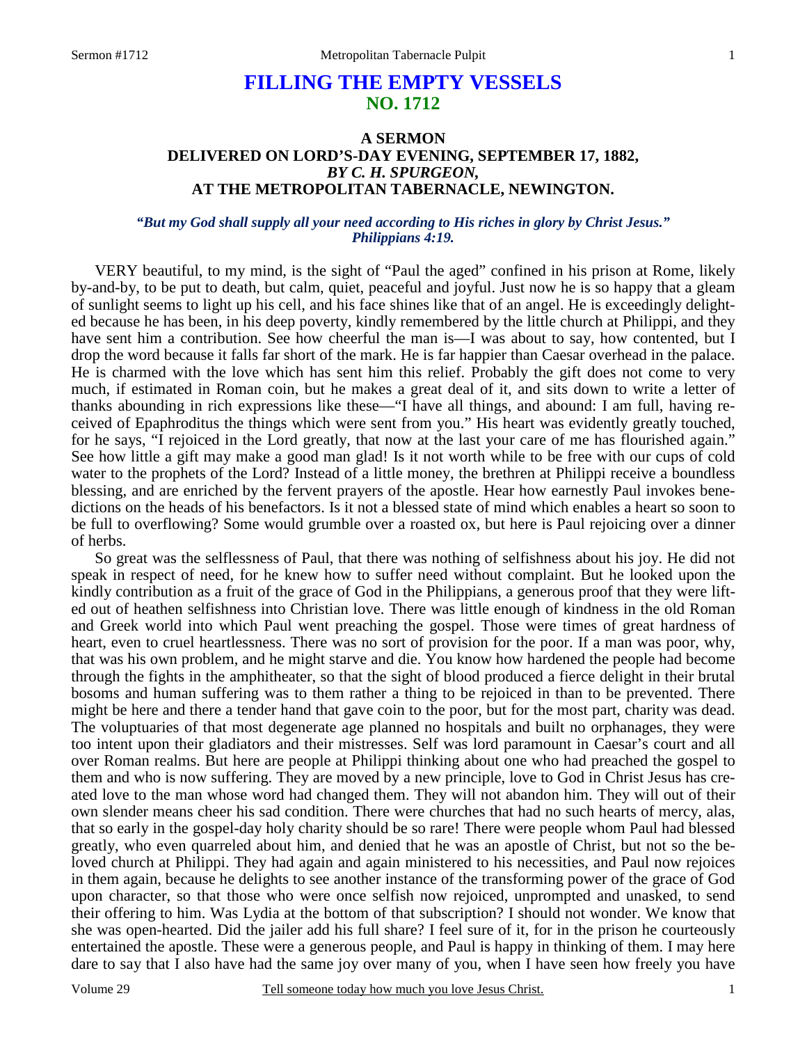# FILLING THE EMPTY VESSELS
## NO. 1712

### A SERMON
### DELIVERED ON LORD'S-DAY EVENING, SEPTEMBER 17, 1882,
### *BY C. H. SPURGEON,*
### AT THE METROPOLITAN TABERNACLE, NEWINGTON.

***"But my God shall supply all your need according to His riches in glory by Christ Jesus." Philippians 4:19.***

VERY beautiful, to my mind, is the sight of "Paul the aged" confined in his prison at Rome, likely by-and-by, to be put to death, but calm, quiet, peaceful and joyful. Just now he is so happy that a gleam of sunlight seems to light up his cell, and his face shines like that of an angel. He is exceedingly delighted because he has been, in his deep poverty, kindly remembered by the little church at Philippi, and they have sent him a contribution. See how cheerful the man is—I was about to say, how contented, but I drop the word because it falls far short of the mark. He is far happier than Caesar overhead in the palace. He is charmed with the love which has sent him this relief. Probably the gift does not come to very much, if estimated in Roman coin, but he makes a great deal of it, and sits down to write a letter of thanks abounding in rich expressions like these—"I have all things, and abound: I am full, having received of Epaphroditus the things which were sent from you." His heart was evidently greatly touched, for he says, "I rejoiced in the Lord greatly, that now at the last your care of me has flourished again." See how little a gift may make a good man glad! Is it not worth while to be free with our cups of cold water to the prophets of the Lord? Instead of a little money, the brethren at Philippi receive a boundless blessing, and are enriched by the fervent prayers of the apostle. Hear how earnestly Paul invokes benedictions on the heads of his benefactors. Is it not a blessed state of mind which enables a heart so soon to be full to overflowing? Some would grumble over a roasted ox, but here is Paul rejoicing over a dinner of herbs.

So great was the selflessness of Paul, that there was nothing of selfishness about his joy. He did not speak in respect of need, for he knew how to suffer need without complaint. But he looked upon the kindly contribution as a fruit of the grace of God in the Philippians, a generous proof that they were lifted out of heathen selfishness into Christian love. There was little enough of kindness in the old Roman and Greek world into which Paul went preaching the gospel. Those were times of great hardness of heart, even to cruel heartlessness. There was no sort of provision for the poor. If a man was poor, why, that was his own problem, and he might starve and die. You know how hardened the people had become through the fights in the amphitheater, so that the sight of blood produced a fierce delight in their brutal bosoms and human suffering was to them rather a thing to be rejoiced in than to be prevented. There might be here and there a tender hand that gave coin to the poor, but for the most part, charity was dead. The voluptuaries of that most degenerate age planned no hospitals and built no orphanages, they were too intent upon their gladiators and their mistresses. Self was lord paramount in Caesar's court and all over Roman realms. But here are people at Philippi thinking about one who had preached the gospel to them and who is now suffering. They are moved by a new principle, love to God in Christ Jesus has created love to the man whose word had changed them. They will not abandon him. They will out of their own slender means cheer his sad condition. There were churches that had no such hearts of mercy, alas, that so early in the gospel-day holy charity should be so rare! There were people whom Paul had blessed greatly, who even quarreled about him, and denied that he was an apostle of Christ, but not so the beloved church at Philippi. They had again and again ministered to his necessities, and Paul now rejoices in them again, because he delights to see another instance of the transforming power of the grace of God upon character, so that those who were once selfish now rejoiced, unprompted and unasked, to send their offering to him. Was Lydia at the bottom of that subscription? I should not wonder. We know that she was open-hearted. Did the jailer add his full share? I feel sure of it, for in the prison he courteously entertained the apostle. These were a generous people, and Paul is happy in thinking of them. I may here dare to say that I also have had the same joy over many of you, when I have seen how freely you have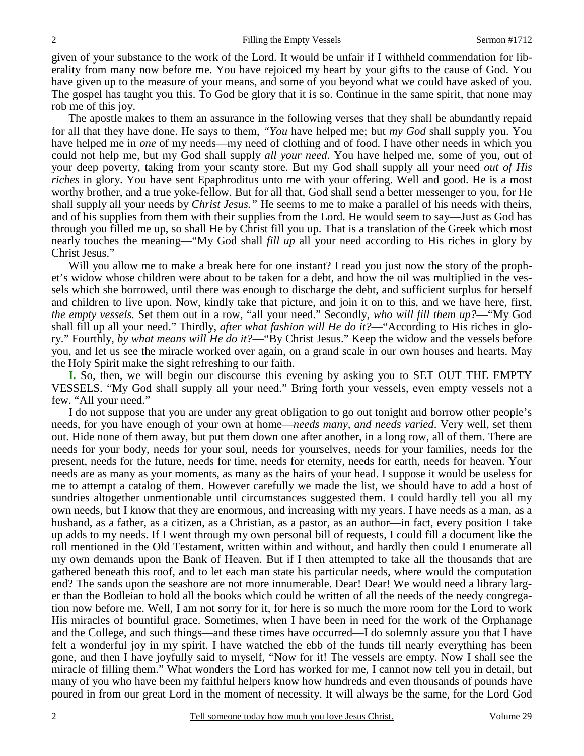given of your substance to the work of the Lord. It would be unfair if I withheld commendation for liberality from many now before me. You have rejoiced my heart by your gifts to the cause of God. You have given up to the measure of your means, and some of you beyond what we could have asked of you. The gospel has taught you this. To God be glory that it is so. Continue in the same spirit, that none may rob me of this joy.

The apostle makes to them an assurance in the following verses that they shall be abundantly repaid for all that they have done. He says to them, *"You* have helped me; but *my God* shall supply you. You have helped me in *one* of my needs—my need of clothing and of food. I have other needs in which you could not help me, but my God shall supply *all your need*. You have helped me, some of you, out of your deep poverty, taking from your scanty store. But my God shall supply all your need *out of His riches* in glory. You have sent Epaphroditus unto me with your offering. Well and good. He is a most worthy brother, and a true yoke-fellow. But for all that, God shall send a better messenger to you, for He shall supply all your needs by *Christ Jesus."* He seems to me to make a parallel of his needs with theirs, and of his supplies from them with their supplies from the Lord. He would seem to say—Just as God has through you filled me up, so shall He by Christ fill you up. That is a translation of the Greek which most nearly touches the meaning—"My God shall *fill up* all your need according to His riches in glory by Christ Jesus."

Will you allow me to make a break here for one instant? I read you just now the story of the prophet's widow whose children were about to be taken for a debt, and how the oil was multiplied in the vessels which she borrowed, until there was enough to discharge the debt, and sufficient surplus for herself and children to live upon. Now, kindly take that picture, and join it on to this, and we have here, first, *the empty vessels*. Set them out in a row, "all your need." Secondly, *who will fill them up?*—"My God shall fill up all your need." Thirdly, *after what fashion will He do it?*—"According to His riches in glory." Fourthly, *by what means will He do it?*—"By Christ Jesus." Keep the widow and the vessels before you, and let us see the miracle worked over again, on a grand scale in our own houses and hearts. May the Holy Spirit make the sight refreshing to our faith.

**I.** So, then, we will begin our discourse this evening by asking you to SET OUT THE EMPTY VESSELS. "My God shall supply all your need." Bring forth your vessels, even empty vessels not a few. "All your need."

I do not suppose that you are under any great obligation to go out tonight and borrow other people's needs, for you have enough of your own at home—*needs many, and needs varied*. Very well, set them out. Hide none of them away, but put them down one after another, in a long row, all of them. There are needs for your body, needs for your soul, needs for yourselves, needs for your families, needs for the present, needs for the future, needs for time, needs for eternity, needs for earth, needs for heaven. Your needs are as many as your moments, as many as the hairs of your head. I suppose it would be useless for me to attempt a catalog of them. However carefully we made the list, we should have to add a host of sundries altogether unmentionable until circumstances suggested them. I could hardly tell you all my own needs, but I know that they are enormous, and increasing with my years. I have needs as a man, as a husband, as a father, as a citizen, as a Christian, as a pastor, as an author—in fact, every position I take up adds to my needs. If I went through my own personal bill of requests, I could fill a document like the roll mentioned in the Old Testament, written within and without, and hardly then could I enumerate all my own demands upon the Bank of Heaven. But if I then attempted to take all the thousands that are gathered beneath this roof, and to let each man state his particular needs, where would the computation end? The sands upon the seashore are not more innumerable. Dear! Dear! We would need a library larger than the Bodleian to hold all the books which could be written of all the needs of the needy congregation now before me. Well, I am not sorry for it, for here is so much the more room for the Lord to work His miracles of bountiful grace. Sometimes, when I have been in need for the work of the Orphanage and the College, and such things—and these times have occurred—I do solemnly assure you that I have felt a wonderful joy in my spirit. I have watched the ebb of the funds till nearly everything has been gone, and then I have joyfully said to myself, "Now for it! The vessels are empty. Now I shall see the miracle of filling them." What wonders the Lord has worked for me, I cannot now tell you in detail, but many of you who have been my faithful helpers know how hundreds and even thousands of pounds have poured in from our great Lord in the moment of necessity. It will always be the same, for the Lord God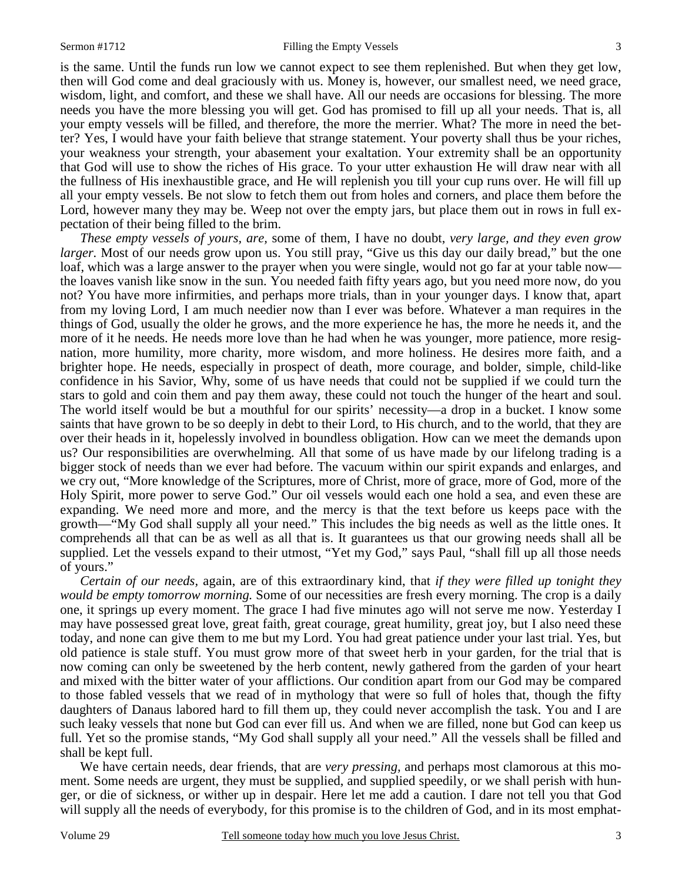is the same. Until the funds run low we cannot expect to see them replenished. But when they get low, then will God come and deal graciously with us. Money is, however, our smallest need, we need grace, wisdom, light, and comfort, and these we shall have. All our needs are occasions for blessing. The more needs you have the more blessing you will get. God has promised to fill up all your needs. That is, all your empty vessels will be filled, and therefore, the more the merrier. What? The more in need the better? Yes, I would have your faith believe that strange statement. Your poverty shall thus be your riches, your weakness your strength, your abasement your exaltation. Your extremity shall be an opportunity that God will use to show the riches of His grace. To your utter exhaustion He will draw near with all the fullness of His inexhaustible grace, and He will replenish you till your cup runs over. He will fill up all your empty vessels. Be not slow to fetch them out from holes and corners, and place them before the Lord, however many they may be. Weep not over the empty jars, but place them out in rows in full expectation of their being filled to the brim.

*These empty vessels of yours, are,* some of them, I have no doubt, *very large, and they even grow larger*. Most of our needs grow upon us. You still pray, "Give us this day our daily bread," but the one loaf, which was a large answer to the prayer when you were single, would not go far at your table now—the loaves vanish like snow in the sun. You needed faith fifty years ago, but you need more now, do you not? You have more infirmities, and perhaps more trials, than in your younger days. I know that, apart from my loving Lord, I am much needier now than I ever was before. Whatever a man requires in the things of God, usually the older he grows, and the more experience he has, the more he needs it, and the more of it he needs. He needs more love than he had when he was younger, more patience, more resignation, more humility, more charity, more wisdom, and more holiness. He desires more faith, and a brighter hope. He needs, especially in prospect of death, more courage, and bolder, simple, child-like confidence in his Savior, Why, some of us have needs that could not be supplied if we could turn the stars to gold and coin them and pay them away, these could not touch the hunger of the heart and soul. The world itself would be but a mouthful for our spirits' necessity—a drop in a bucket. I know some saints that have grown to be so deeply in debt to their Lord, to His church, and to the world, that they are over their heads in it, hopelessly involved in boundless obligation. How can we meet the demands upon us? Our responsibilities are overwhelming. All that some of us have made by our lifelong trading is a bigger stock of needs than we ever had before. The vacuum within our spirit expands and enlarges, and we cry out, "More knowledge of the Scriptures, more of Christ, more of grace, more of God, more of the Holy Spirit, more power to serve God." Our oil vessels would each one hold a sea, and even these are expanding. We need more and more, and the mercy is that the text before us keeps pace with the growth—"My God shall supply all your need." This includes the big needs as well as the little ones. It comprehends all that can be as well as all that is. It guarantees us that our growing needs shall all be supplied. Let the vessels expand to their utmost, "Yet my God," says Paul, "shall fill up all those needs of yours."

*Certain of our needs,* again, are of this extraordinary kind, that *if they were filled up tonight they would be empty tomorrow morning.* Some of our necessities are fresh every morning. The crop is a daily one, it springs up every moment. The grace I had five minutes ago will not serve me now. Yesterday I may have possessed great love, great faith, great courage, great humility, great joy, but I also need these today, and none can give them to me but my Lord. You had great patience under your last trial. Yes, but old patience is stale stuff. You must grow more of that sweet herb in your garden, for the trial that is now coming can only be sweetened by the herb content, newly gathered from the garden of your heart and mixed with the bitter water of your afflictions. Our condition apart from our God may be compared to those fabled vessels that we read of in mythology that were so full of holes that, though the fifty daughters of Danaus labored hard to fill them up, they could never accomplish the task. You and I are such leaky vessels that none but God can ever fill us. And when we are filled, none but God can keep us full. Yet so the promise stands, "My God shall supply all your need." All the vessels shall be filled and shall be kept full.

We have certain needs, dear friends, that are *very pressing,* and perhaps most clamorous at this moment. Some needs are urgent, they must be supplied, and supplied speedily, or we shall perish with hunger, or die of sickness, or wither up in despair. Here let me add a caution. I dare not tell you that God will supply all the needs of everybody, for this promise is to the children of God, and in its most emphat-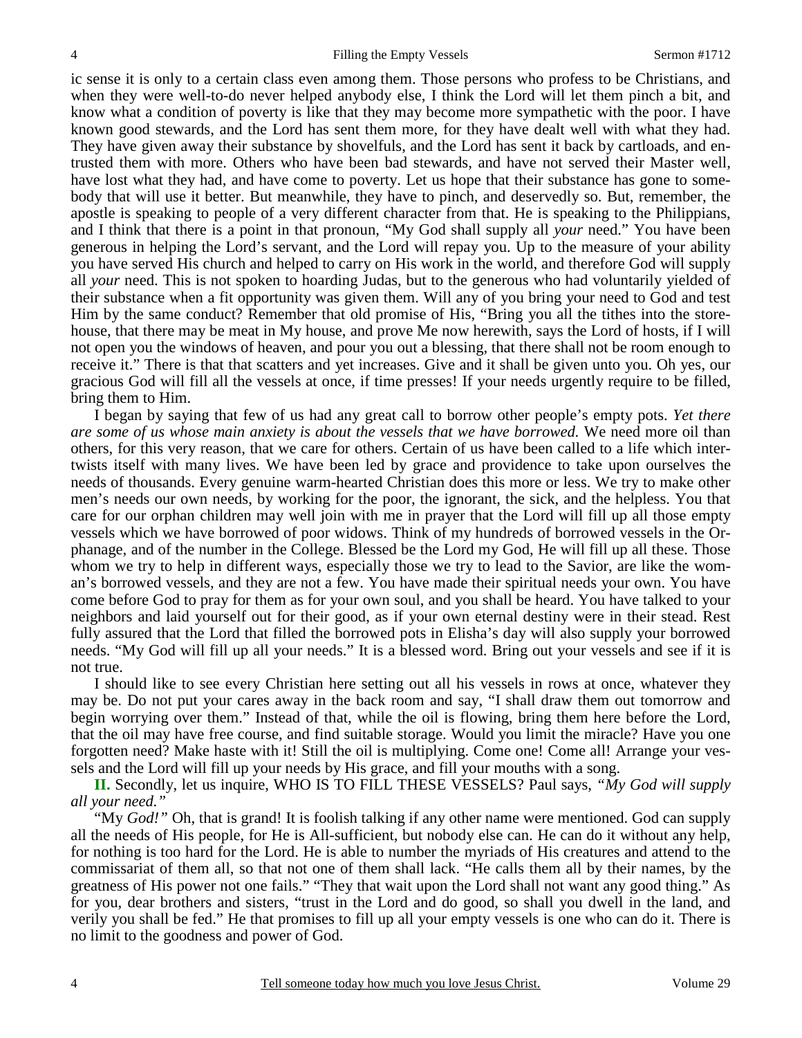ic sense it is only to a certain class even among them. Those persons who profess to be Christians, and when they were well-to-do never helped anybody else, I think the Lord will let them pinch a bit, and know what a condition of poverty is like that they may become more sympathetic with the poor. I have known good stewards, and the Lord has sent them more, for they have dealt well with what they had. They have given away their substance by shovelfuls, and the Lord has sent it back by cartloads, and entrusted them with more. Others who have been bad stewards, and have not served their Master well, have lost what they had, and have come to poverty. Let us hope that their substance has gone to somebody that will use it better. But meanwhile, they have to pinch, and deservedly so. But, remember, the apostle is speaking to people of a very different character from that. He is speaking to the Philippians, and I think that there is a point in that pronoun, "My God shall supply all *your* need." You have been generous in helping the Lord's servant, and the Lord will repay you. Up to the measure of your ability you have served His church and helped to carry on His work in the world, and therefore God will supply all *your* need. This is not spoken to hoarding Judas, but to the generous who had voluntarily yielded of their substance when a fit opportunity was given them. Will any of you bring your need to God and test Him by the same conduct? Remember that old promise of His, "Bring you all the tithes into the storehouse, that there may be meat in My house, and prove Me now herewith, says the Lord of hosts, if I will not open you the windows of heaven, and pour you out a blessing, that there shall not be room enough to receive it." There is that that scatters and yet increases. Give and it shall be given unto you. Oh yes, our gracious God will fill all the vessels at once, if time presses! If your needs urgently require to be filled, bring them to Him.

I began by saying that few of us had any great call to borrow other people's empty pots. *Yet there are some of us whose main anxiety is about the vessels that we have borrowed.* We need more oil than others, for this very reason, that we care for others. Certain of us have been called to a life which intertwists itself with many lives. We have been led by grace and providence to take upon ourselves the needs of thousands. Every genuine warm-hearted Christian does this more or less. We try to make other men's needs our own needs, by working for the poor, the ignorant, the sick, and the helpless. You that care for our orphan children may well join with me in prayer that the Lord will fill up all those empty vessels which we have borrowed of poor widows. Think of my hundreds of borrowed vessels in the Orphanage, and of the number in the College. Blessed be the Lord my God, He will fill up all these. Those whom we try to help in different ways, especially those we try to lead to the Savior, are like the woman's borrowed vessels, and they are not a few. You have made their spiritual needs your own. You have come before God to pray for them as for your own soul, and you shall be heard. You have talked to your neighbors and laid yourself out for their good, as if your own eternal destiny were in their stead. Rest fully assured that the Lord that filled the borrowed pots in Elisha's day will also supply your borrowed needs. "My God will fill up all your needs." It is a blessed word. Bring out your vessels and see if it is not true.

I should like to see every Christian here setting out all his vessels in rows at once, whatever they may be. Do not put your cares away in the back room and say, "I shall draw them out tomorrow and begin worrying over them." Instead of that, while the oil is flowing, bring them here before the Lord, that the oil may have free course, and find suitable storage. Would you limit the miracle? Have you one forgotten need? Make haste with it! Still the oil is multiplying. Come one! Come all! Arrange your vessels and the Lord will fill up your needs by His grace, and fill your mouths with a song.

**II.** Secondly, let us inquire, WHO IS TO FILL THESE VESSELS? Paul says, *"My God will supply all your need."*

"My *God!"* Oh, that is grand! It is foolish talking if any other name were mentioned. God can supply all the needs of His people, for He is All-sufficient, but nobody else can. He can do it without any help, for nothing is too hard for the Lord. He is able to number the myriads of His creatures and attend to the commissariat of them all, so that not one of them shall lack. "He calls them all by their names, by the greatness of His power not one fails." "They that wait upon the Lord shall not want any good thing." As for you, dear brothers and sisters, "trust in the Lord and do good, so shall you dwell in the land, and verily you shall be fed." He that promises to fill up all your empty vessels is one who can do it. There is no limit to the goodness and power of God.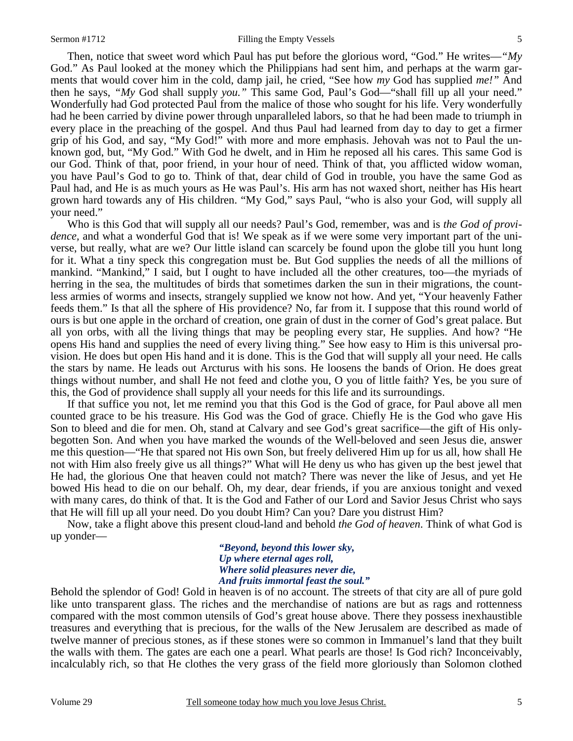Then, notice that sweet word which Paul has put before the glorious word, "God." He writes—*"My* God." As Paul looked at the money which the Philippians had sent him, and perhaps at the warm garments that would cover him in the cold, damp jail, he cried, "See how *my* God has supplied *me!"* And then he says, *"My* God shall supply *you."* This same God, Paul's God—"shall fill up all your need." Wonderfully had God protected Paul from the malice of those who sought for his life. Very wonderfully had he been carried by divine power through unparalleled labors, so that he had been made to triumph in every place in the preaching of the gospel. And thus Paul had learned from day to day to get a firmer grip of his God, and say, "My God!" with more and more emphasis. Jehovah was not to Paul the unknown god, but, "My God." With God he dwelt, and in Him he reposed all his cares. This same God is our God. Think of that, poor friend, in your hour of need. Think of that, you afflicted widow woman, you have Paul's God to go to. Think of that, dear child of God in trouble, you have the same God as Paul had, and He is as much yours as He was Paul's. His arm has not waxed short, neither has His heart grown hard towards any of His children. "My God," says Paul, "who is also your God, will supply all your need."

Who is this God that will supply all our needs? Paul's God, remember, was and is *the God of providence,* and what a wonderful God that is! We speak as if we were some very important part of the universe, but really, what are we? Our little island can scarcely be found upon the globe till you hunt long for it. What a tiny speck this congregation must be. But God supplies the needs of all the millions of mankind. "Mankind," I said, but I ought to have included all the other creatures, too—the myriads of herring in the sea, the multitudes of birds that sometimes darken the sun in their migrations, the countless armies of worms and insects, strangely supplied we know not how. And yet, "Your heavenly Father feeds them." Is that all the sphere of His providence? No, far from it. I suppose that this round world of ours is but one apple in the orchard of creation, one grain of dust in the corner of God's great palace. But all yon orbs, with all the living things that may be peopling every star, He supplies. And how? "He opens His hand and supplies the need of every living thing." See how easy to Him is this universal provision. He does but open His hand and it is done. This is the God that will supply all your need. He calls the stars by name. He leads out Arcturus with his sons. He loosens the bands of Orion. He does great things without number, and shall He not feed and clothe you, O you of little faith? Yes, be you sure of this, the God of providence shall supply all your needs for this life and its surroundings.

If that suffice you not, let me remind you that this God is the God of grace, for Paul above all men counted grace to be his treasure. His God was the God of grace. Chiefly He is the God who gave His Son to bleed and die for men. Oh, stand at Calvary and see God's great sacrifice—the gift of His only-begotten Son. And when you have marked the wounds of the Well-beloved and seen Jesus die, answer me this question—"He that spared not His own Son, but freely delivered Him up for us all, how shall He not with Him also freely give us all things?" What will He deny us who has given up the best jewel that He had, the glorious One that heaven could not match? There was never the like of Jesus, and yet He bowed His head to die on our behalf. Oh, my dear, dear friends, if you are anxious tonight and vexed with many cares, do think of that. It is the God and Father of our Lord and Savior Jesus Christ who says that He will fill up all your need. Do you doubt Him? Can you? Dare you distrust Him?

Now, take a flight above this present cloud-land and behold *the God of heaven*. Think of what God is up yonder—

> *"Beyond, beyond this lower sky,*
> *Up where eternal ages roll,*
> *Where solid pleasures never die,*
> *And fruits immortal feast the soul."*

Behold the splendor of God! Gold in heaven is of no account. The streets of that city are all of pure gold like unto transparent glass. The riches and the merchandise of nations are but as rags and rottenness compared with the most common utensils of God's great house above. There they possess inexhaustible treasures and everything that is precious, for the walls of the New Jerusalem are described as made of twelve manner of precious stones, as if these stones were so common in Immanuel's land that they built the walls with them. The gates are each one a pearl. What pearls are those! Is God rich? Inconceivably, incalculably rich, so that He clothes the very grass of the field more gloriously than Solomon clothed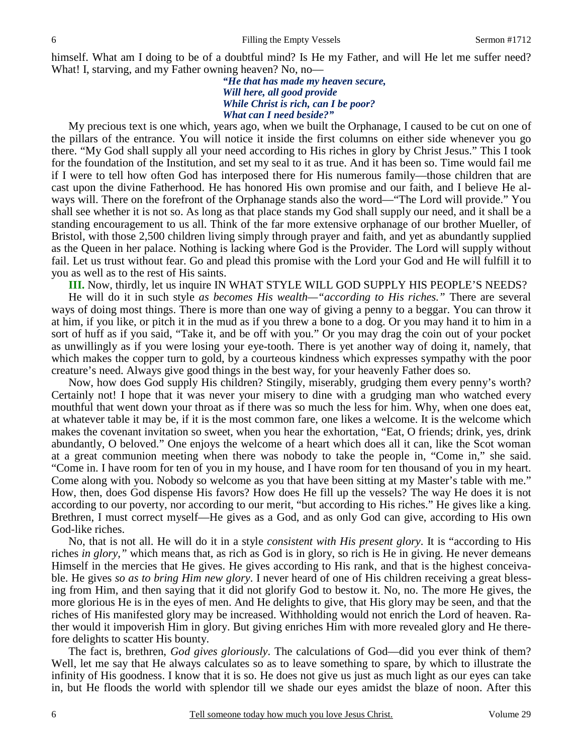himself. What am I doing to be of a doubtful mind? Is He my Father, and will He let me suffer need? What! I, starving, and my Father owning heaven? No, no—

> ***"He that has made my heaven secure,***
> ***Will here, all good provide***
> ***While Christ is rich, can I be poor?***
> ***What can I need beside?"***

My precious text is one which, years ago, when we built the Orphanage, I caused to be cut on one of the pillars of the entrance. You will notice it inside the first columns on either side whenever you go there. "My God shall supply all your need according to His riches in glory by Christ Jesus." This I took for the foundation of the Institution, and set my seal to it as true. And it has been so. Time would fail me if I were to tell how often God has interposed there for His numerous family—those children that are cast upon the divine Fatherhood. He has honored His own promise and our faith, and I believe He always will. There on the forefront of the Orphanage stands also the word—"The Lord will provide." You shall see whether it is not so. As long as that place stands my God shall supply our need, and it shall be a standing encouragement to us all. Think of the far more extensive orphanage of our brother Mueller, of Bristol, with those 2,500 children living simply through prayer and faith, and yet as abundantly supplied as the Queen in her palace. Nothing is lacking where God is the Provider. The Lord will supply without fail. Let us trust without fear. Go and plead this promise with the Lord your God and He will fulfill it to you as well as to the rest of His saints.

**III.** Now, thirdly, let us inquire IN WHAT STYLE WILL GOD SUPPLY HIS PEOPLE'S NEEDS?

He will do it in such style *as becomes His wealth—"according to His riches."* There are several ways of doing most things. There is more than one way of giving a penny to a beggar. You can throw it at him, if you like, or pitch it in the mud as if you threw a bone to a dog. Or you may hand it to him in a sort of huff as if you said, "Take it, and be off with you." Or you may drag the coin out of your pocket as unwillingly as if you were losing your eye-tooth. There is yet another way of doing it, namely, that which makes the copper turn to gold, by a courteous kindness which expresses sympathy with the poor creature's need. Always give good things in the best way, for your heavenly Father does so.

Now, how does God supply His children? Stingily, miserably, grudging them every penny's worth? Certainly not! I hope that it was never your misery to dine with a grudging man who watched every mouthful that went down your throat as if there was so much the less for him. Why, when one does eat, at whatever table it may be, if it is the most common fare, one likes a welcome. It is the welcome which makes the covenant invitation so sweet, when you hear the exhortation, "Eat, O friends; drink, yes, drink abundantly, O beloved." One enjoys the welcome of a heart which does all it can, like the Scot woman at a great communion meeting when there was nobody to take the people in, "Come in," she said. "Come in. I have room for ten of you in my house, and I have room for ten thousand of you in my heart. Come along with you. Nobody so welcome as you that have been sitting at my Master's table with me." How, then, does God dispense His favors? How does He fill up the vessels? The way He does it is not according to our poverty, nor according to our merit, "but according to His riches." He gives like a king. Brethren, I must correct myself—He gives as a God, and as only God can give, according to His own God-like riches.

No, that is not all. He will do it in a style *consistent with His present glory*. It is "according to His riches *in glory,"* which means that, as rich as God is in glory, so rich is He in giving. He never demeans Himself in the mercies that He gives. He gives according to His rank, and that is the highest conceivable. He gives *so as to bring Him new glory*. I never heard of one of His children receiving a great blessing from Him, and then saying that it did not glorify God to bestow it. No, no. The more He gives, the more glorious He is in the eyes of men. And He delights to give, that His glory may be seen, and that the riches of His manifested glory may be increased. Withholding would not enrich the Lord of heaven. Rather would it impoverish Him in glory. But giving enriches Him with more revealed glory and He therefore delights to scatter His bounty.

The fact is, brethren, *God gives gloriously*. The calculations of God—did you ever think of them? Well, let me say that He always calculates so as to leave something to spare, by which to illustrate the infinity of His goodness. I know that it is so. He does not give us just as much light as our eyes can take in, but He floods the world with splendor till we shade our eyes amidst the blaze of noon. After this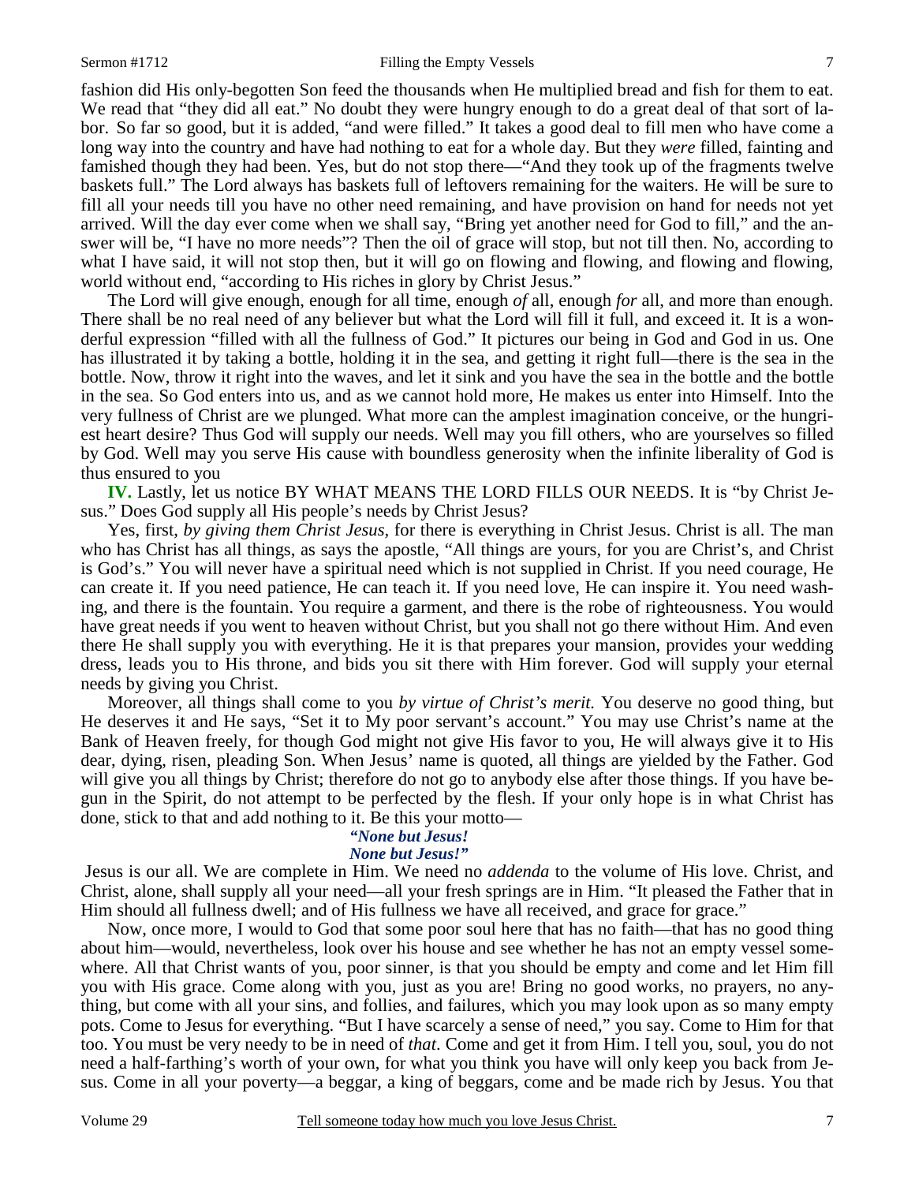fashion did His only-begotten Son feed the thousands when He multiplied bread and fish for them to eat. We read that "they did all eat." No doubt they were hungry enough to do a great deal of that sort of labor. So far so good, but it is added, "and were filled." It takes a good deal to fill men who have come a long way into the country and have had nothing to eat for a whole day. But they *were* filled, fainting and famished though they had been. Yes, but do not stop there—"And they took up of the fragments twelve baskets full." The Lord always has baskets full of leftovers remaining for the waiters. He will be sure to fill all your needs till you have no other need remaining, and have provision on hand for needs not yet arrived. Will the day ever come when we shall say, "Bring yet another need for God to fill," and the answer will be, "I have no more needs"? Then the oil of grace will stop, but not till then. No, according to what I have said, it will not stop then, but it will go on flowing and flowing, and flowing and flowing, world without end, "according to His riches in glory by Christ Jesus."

The Lord will give enough, enough for all time, enough *of* all, enough *for* all, and more than enough. There shall be no real need of any believer but what the Lord will fill it full, and exceed it. It is a wonderful expression "filled with all the fullness of God." It pictures our being in God and God in us. One has illustrated it by taking a bottle, holding it in the sea, and getting it right full—there is the sea in the bottle. Now, throw it right into the waves, and let it sink and you have the sea in the bottle and the bottle in the sea. So God enters into us, and as we cannot hold more, He makes us enter into Himself. Into the very fullness of Christ are we plunged. What more can the amplest imagination conceive, or the hungriest heart desire? Thus God will supply our needs. Well may you fill others, who are yourselves so filled by God. Well may you serve His cause with boundless generosity when the infinite liberality of God is thus ensured to you

**IV.** Lastly, let us notice BY WHAT MEANS THE LORD FILLS OUR NEEDS. It is "by Christ Jesus." Does God supply all His people's needs by Christ Jesus?

Yes, first, *by giving them Christ Jesus,* for there is everything in Christ Jesus. Christ is all. The man who has Christ has all things, as says the apostle, "All things are yours, for you are Christ's, and Christ is God's." You will never have a spiritual need which is not supplied in Christ. If you need courage, He can create it. If you need patience, He can teach it. If you need love, He can inspire it. You need washing, and there is the fountain. You require a garment, and there is the robe of righteousness. You would have great needs if you went to heaven without Christ, but you shall not go there without Him. And even there He shall supply you with everything. He it is that prepares your mansion, provides your wedding dress, leads you to His throne, and bids you sit there with Him forever. God will supply your eternal needs by giving you Christ.

Moreover, all things shall come to you *by virtue of Christ's merit.* You deserve no good thing, but He deserves it and He says, "Set it to My poor servant's account." You may use Christ's name at the Bank of Heaven freely, for though God might not give His favor to you, He will always give it to His dear, dying, risen, pleading Son. When Jesus' name is quoted, all things are yielded by the Father. God will give you all things by Christ; therefore do not go to anybody else after those things. If you have begun in the Spirit, do not attempt to be perfected by the flesh. If your only hope is in what Christ has done, stick to that and add nothing to it. Be this your motto—

*"None but Jesus!*
*None but Jesus!"*

Jesus is our all. We are complete in Him. We need no *addenda* to the volume of His love. Christ, and Christ, alone, shall supply all your need—all your fresh springs are in Him. "It pleased the Father that in Him should all fullness dwell; and of His fullness we have all received, and grace for grace."

Now, once more, I would to God that some poor soul here that has no faith—that has no good thing about him—would, nevertheless, look over his house and see whether he has not an empty vessel somewhere. All that Christ wants of you, poor sinner, is that you should be empty and come and let Him fill you with His grace. Come along with you, just as you are! Bring no good works, no prayers, no anything, but come with all your sins, and follies, and failures, which you may look upon as so many empty pots. Come to Jesus for everything. "But I have scarcely a sense of need," you say. Come to Him for that too. You must be very needy to be in need of *that*. Come and get it from Him. I tell you, soul, you do not need a half-farthing's worth of your own, for what you think you have will only keep you back from Jesus. Come in all your poverty—a beggar, a king of beggars, come and be made rich by Jesus. You that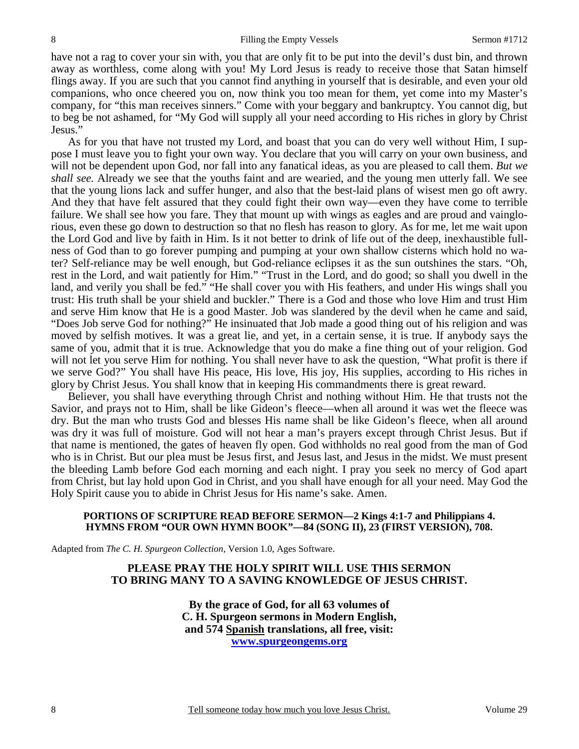have not a rag to cover your sin with, you that are only fit to be put into the devil's dust bin, and thrown away as worthless, come along with you! My Lord Jesus is ready to receive those that Satan himself flings away. If you are such that you cannot find anything in yourself that is desirable, and even your old companions, who once cheered you on, now think you too mean for them, yet come into my Master's company, for "this man receives sinners." Come with your beggary and bankruptcy. You cannot dig, but to beg be not ashamed, for "My God will supply all your need according to His riches in glory by Christ Jesus."

As for you that have not trusted my Lord, and boast that you can do very well without Him, I suppose I must leave you to fight your own way. You declare that you will carry on your own business, and will not be dependent upon God, nor fall into any fanatical ideas, as you are pleased to call them. *But we shall see.* Already we see that the youths faint and are wearied, and the young men utterly fall. We see that the young lions lack and suffer hunger, and also that the best-laid plans of wisest men go oft awry. And they that have felt assured that they could fight their own way—even they have come to terrible failure. We shall see how you fare. They that mount up with wings as eagles and are proud and vainglorious, even these go down to destruction so that no flesh has reason to glory. As for me, let me wait upon the Lord God and live by faith in Him. Is it not better to drink of life out of the deep, inexhaustible fullness of God than to go forever pumping and pumping at your own shallow cisterns which hold no water? Self-reliance may be well enough, but God-reliance eclipses it as the sun outshines the stars. "Oh, rest in the Lord, and wait patiently for Him." "Trust in the Lord, and do good; so shall you dwell in the land, and verily you shall be fed." "He shall cover you with His feathers, and under His wings shall you trust: His truth shall be your shield and buckler." There is a God and those who love Him and trust Him and serve Him know that He is a good Master. Job was slandered by the devil when he came and said, "Does Job serve God for nothing?" He insinuated that Job made a good thing out of his religion and was moved by selfish motives. It was a great lie, and yet, in a certain sense, it is true. If anybody says the same of you, admit that it is true. Acknowledge that you do make a fine thing out of your religion. God will not let you serve Him for nothing. You shall never have to ask the question, "What profit is there if we serve God?" You shall have His peace, His love, His joy, His supplies, according to His riches in glory by Christ Jesus. You shall know that in keeping His commandments there is great reward.

Believer, you shall have everything through Christ and nothing without Him. He that trusts not the Savior, and prays not to Him, shall be like Gideon's fleece—when all around it was wet the fleece was dry. But the man who trusts God and blesses His name shall be like Gideon's fleece, when all around was dry it was full of moisture. God will not hear a man's prayers except through Christ Jesus. But if that name is mentioned, the gates of heaven fly open. God withholds no real good from the man of God who is in Christ. But our plea must be Jesus first, and Jesus last, and Jesus in the midst. We must present the bleeding Lamb before God each morning and each night. I pray you seek no mercy of God apart from Christ, but lay hold upon God in Christ, and you shall have enough for all your need. May God the Holy Spirit cause you to abide in Christ Jesus for His name's sake. Amen.

**PORTIONS OF SCRIPTURE READ BEFORE SERMON—2 Kings 4:1-7 and Philippians 4.**
**HYMNS FROM "OUR OWN HYMN BOOK"—84 (SONG II), 23 (FIRST VERSION), 708.**

Adapted from *The C. H. Spurgeon Collection*, Version 1.0, Ages Software.

**PLEASE PRAY THE HOLY SPIRIT WILL USE THIS SERMON TO BRING MANY TO A SAVING KNOWLEDGE OF JESUS CHRIST.**

**By the grace of God, for all 63 volumes of C. H. Spurgeon sermons in Modern English, and 574 Spanish translations, all free, visit: www.spurgeongems.org**

Tell someone today how much you love Jesus Christ.